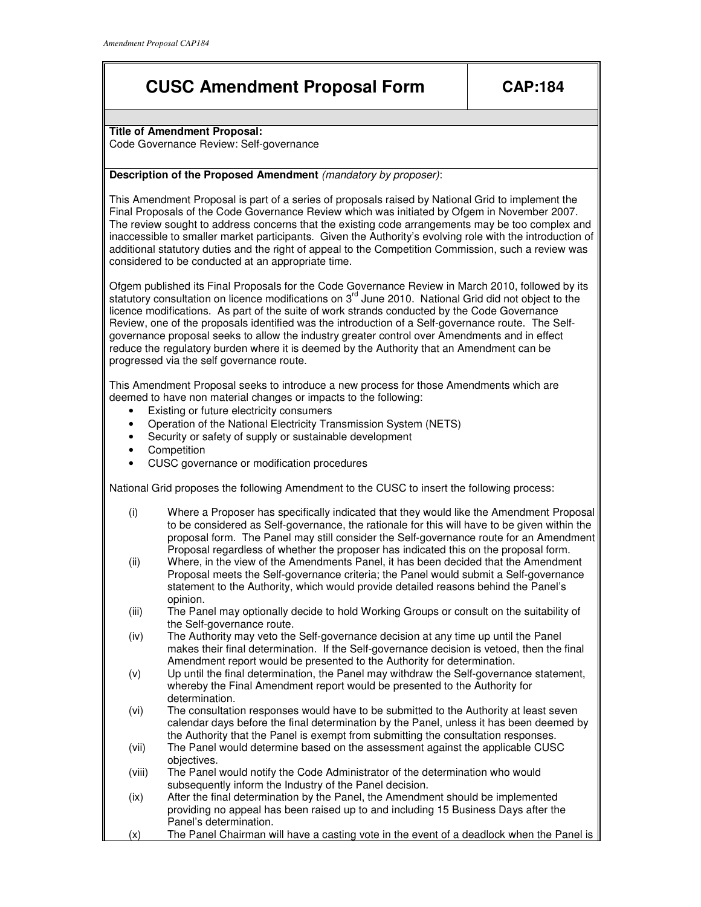# CUSC Amendment Proposal Form — CAP:184

**Title of Amendment Proposal:**
Code Governance Review: Self-governance

**Description of the Proposed Amendment** *(mandatory by proposer)*:

This Amendment Proposal is part of a series of proposals raised by National Grid to implement the Final Proposals of the Code Governance Review which was initiated by Ofgem in November 2007. The review sought to address concerns that the existing code arrangements may be too complex and inaccessible to smaller market participants. Given the Authority's evolving role with the introduction of additional statutory duties and the right of appeal to the Competition Commission, such a review was considered to be conducted at an appropriate time.

Ofgem published its Final Proposals for the Code Governance Review in March 2010, followed by its statutory consultation on licence modifications on 3rd June 2010. National Grid did not object to the licence modifications. As part of the suite of work strands conducted by the Code Governance Review, one of the proposals identified was the introduction of a Self-governance route. The Self-governance proposal seeks to allow the industry greater control over Amendments and in effect reduce the regulatory burden where it is deemed by the Authority that an Amendment can be progressed via the self governance route.

This Amendment Proposal seeks to introduce a new process for those Amendments which are deemed to have non material changes or impacts to the following:

- Existing or future electricity consumers
- Operation of the National Electricity Transmission System (NETS)
- Security or safety of supply or sustainable development
- Competition
- CUSC governance or modification procedures

National Grid proposes the following Amendment to the CUSC to insert the following process:

(i) Where a Proposer has specifically indicated that they would like the Amendment Proposal to be considered as Self-governance, the rationale for this will have to be given within the proposal form. The Panel may still consider the Self-governance route for an Amendment Proposal regardless of whether the proposer has indicated this on the proposal form.

(ii) Where, in the view of the Amendments Panel, it has been decided that the Amendment Proposal meets the Self-governance criteria; the Panel would submit a Self-governance statement to the Authority, which would provide detailed reasons behind the Panel's opinion.

(iii) The Panel may optionally decide to hold Working Groups or consult on the suitability of the Self-governance route.

(iv) The Authority may veto the Self-governance decision at any time up until the Panel makes their final determination. If the Self-governance decision is vetoed, then the final Amendment report would be presented to the Authority for determination.

(v) Up until the final determination, the Panel may withdraw the Self-governance statement, whereby the Final Amendment report would be presented to the Authority for determination.

(vi) The consultation responses would have to be submitted to the Authority at least seven calendar days before the final determination by the Panel, unless it has been deemed by the Authority that the Panel is exempt from submitting the consultation responses.

(vii) The Panel would determine based on the assessment against the applicable CUSC objectives.

(viii) The Panel would notify the Code Administrator of the determination who would subsequently inform the Industry of the Panel decision.

(ix) After the final determination by the Panel, the Amendment should be implemented providing no appeal has been raised up to and including 15 Business Days after the Panel's determination.

(x) The Panel Chairman will have a casting vote in the event of a deadlock when the Panel is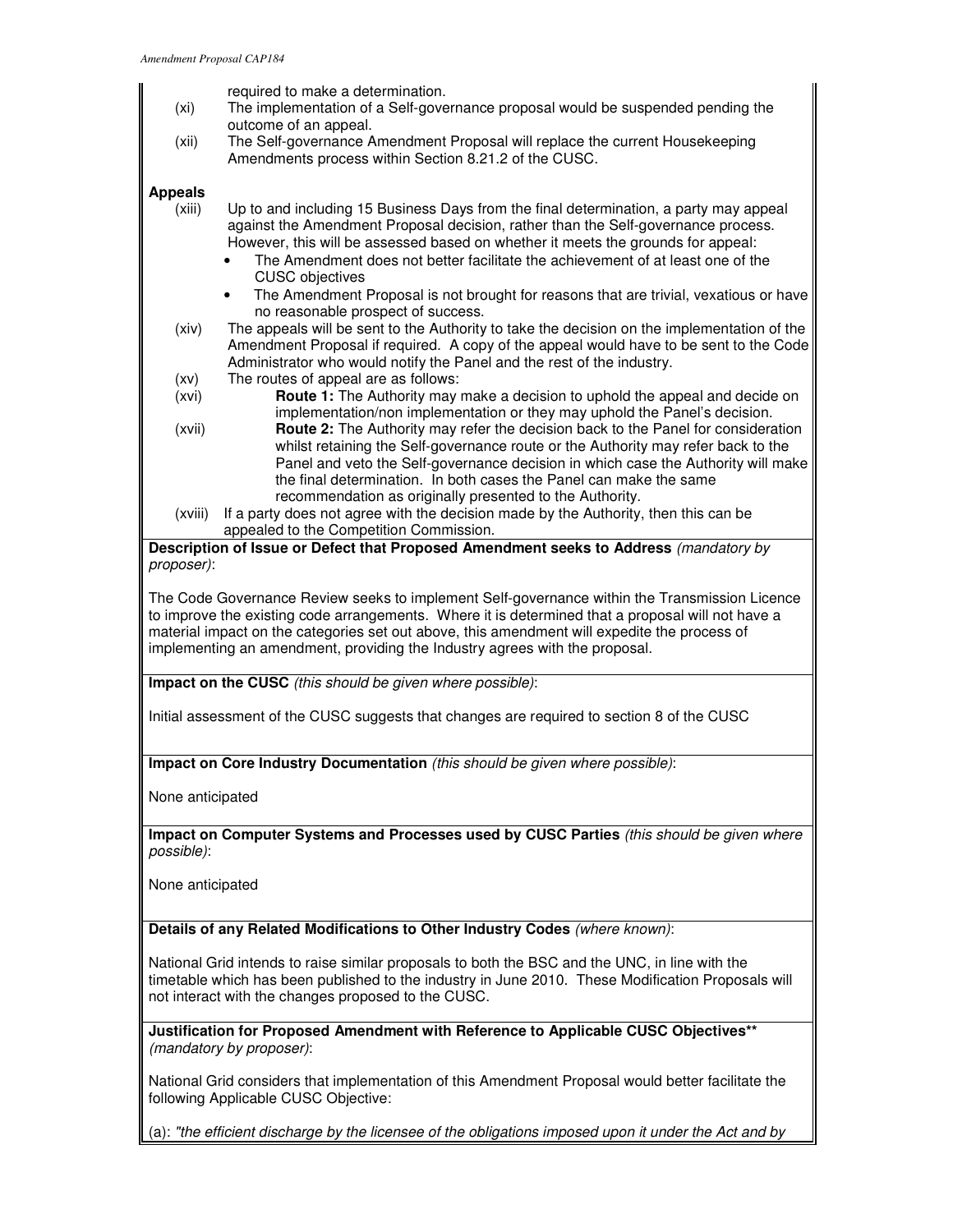required to make a determination.

(xi) The implementation of a Self-governance proposal would be suspended pending the outcome of an appeal.

(xii) The Self-governance Amendment Proposal will replace the current Housekeeping Amendments process within Section 8.21.2 of the CUSC.

**Appeals**

(xiii) Up to and including 15 Business Days from the final determination, a party may appeal against the Amendment Proposal decision, rather than the Self-governance process. However, this will be assessed based on whether it meets the grounds for appeal:

- The Amendment does not better facilitate the achievement of at least one of the CUSC objectives
- The Amendment Proposal is not brought for reasons that are trivial, vexatious or have no reasonable prospect of success.

(xiv) The appeals will be sent to the Authority to take the decision on the implementation of the Amendment Proposal if required. A copy of the appeal would have to be sent to the Code Administrator who would notify the Panel and the rest of the industry.

(xv) The routes of appeal are as follows:

(xvi) **Route 1:** The Authority may make a decision to uphold the appeal and decide on implementation/non implementation or they may uphold the Panel's decision.

(xvii) **Route 2:** The Authority may refer the decision back to the Panel for consideration whilst retaining the Self-governance route or the Authority may refer back to the Panel and veto the Self-governance decision in which case the Authority will make the final determination. In both cases the Panel can make the same recommendation as originally presented to the Authority.

(xviii) If a party does not agree with the decision made by the Authority, then this can be appealed to the Competition Commission.

**Description of Issue or Defect that Proposed Amendment seeks to Address** *(mandatory by proposer)*:

The Code Governance Review seeks to implement Self-governance within the Transmission Licence to improve the existing code arrangements. Where it is determined that a proposal will not have a material impact on the categories set out above, this amendment will expedite the process of implementing an amendment, providing the Industry agrees with the proposal.

**Impact on the CUSC** *(this should be given where possible)*:

Initial assessment of the CUSC suggests that changes are required to section 8 of the CUSC

**Impact on Core Industry Documentation** *(this should be given where possible)*:

None anticipated

**Impact on Computer Systems and Processes used by CUSC Parties** *(this should be given where possible)*:

None anticipated

**Details of any Related Modifications to Other Industry Codes** *(where known)*:

National Grid intends to raise similar proposals to both the BSC and the UNC, in line with the timetable which has been published to the industry in June 2010. These Modification Proposals will not interact with the changes proposed to the CUSC.

**Justification for Proposed Amendment with Reference to Applicable CUSC Objectives**** *(mandatory by proposer)*:

National Grid considers that implementation of this Amendment Proposal would better facilitate the following Applicable CUSC Objective:

(a): *"the efficient discharge by the licensee of the obligations imposed upon it under the Act and by*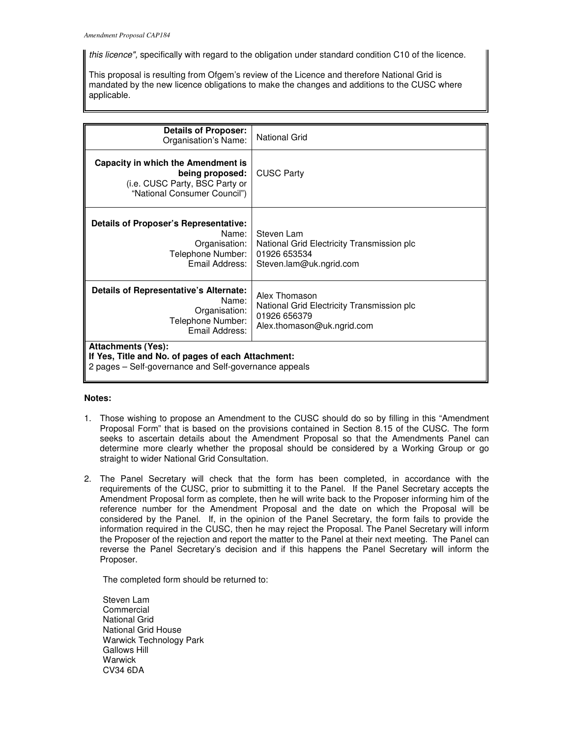*this licence"*, specifically with regard to the obligation under standard condition C10 of the licence.

This proposal is resulting from Ofgem's review of the Licence and therefore National Grid is mandated by the new licence obligations to make the changes and additions to the CUSC where applicable.

| | |
|---|---|
| **Details of Proposer:**<br>Organisation's Name: | National Grid |
| **Capacity in which the Amendment is being proposed:**<br>(i.e. CUSC Party, BSC Party or "National Consumer Council") | CUSC Party |
| **Details of Proposer's Representative:**<br>Name:<br>Organisation:<br>Telephone Number:<br>Email Address: | Steven Lam<br>National Grid Electricity Transmission plc<br>01926 653534<br>Steven.lam@uk.ngrid.com |
| **Details of Representative's Alternate:**<br>Name:<br>Organisation:<br>Telephone Number:<br>Email Address: | Alex Thomason<br>National Grid Electricity Transmission plc<br>01926 656379<br>Alex.thomason@uk.ngrid.com |
| **Attachments (Yes):**<br>**If Yes, Title and No. of pages of each Attachment:**<br>2 pages – Self-governance and Self-governance appeals | |

**Notes:**

1. Those wishing to propose an Amendment to the CUSC should do so by filling in this "Amendment Proposal Form" that is based on the provisions contained in Section 8.15 of the CUSC. The form seeks to ascertain details about the Amendment Proposal so that the Amendments Panel can determine more clearly whether the proposal should be considered by a Working Group or go straight to wider National Grid Consultation.

2. The Panel Secretary will check that the form has been completed, in accordance with the requirements of the CUSC, prior to submitting it to the Panel. If the Panel Secretary accepts the Amendment Proposal form as complete, then he will write back to the Proposer informing him of the reference number for the Amendment Proposal and the date on which the Proposal will be considered by the Panel. If, in the opinion of the Panel Secretary, the form fails to provide the information required in the CUSC, then he may reject the Proposal. The Panel Secretary will inform the Proposer of the rejection and report the matter to the Panel at their next meeting. The Panel can reverse the Panel Secretary's decision and if this happens the Panel Secretary will inform the Proposer.

   The completed form should be returned to:

   Steven Lam
   Commercial
   National Grid
   National Grid House
   Warwick Technology Park
   Gallows Hill
   Warwick
   CV34 6DA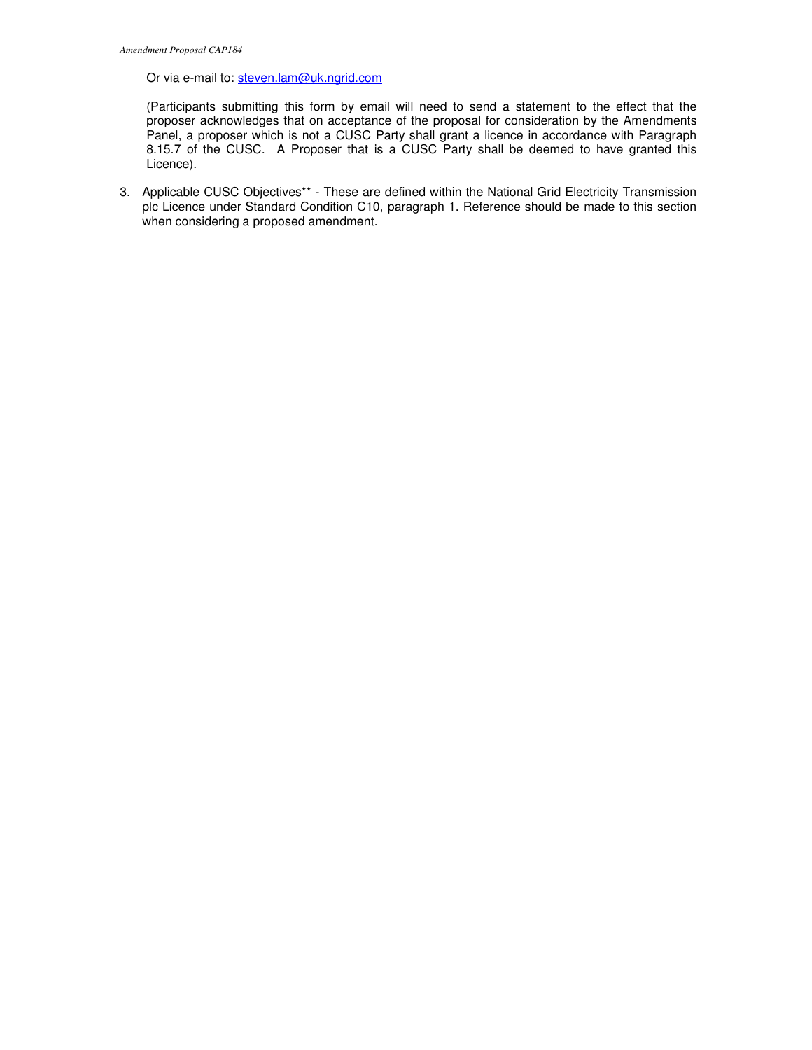Or via e-mail to: steven.lam@uk.ngrid.com

(Participants submitting this form by email will need to send a statement to the effect that the proposer acknowledges that on acceptance of the proposal for consideration by the Amendments Panel, a proposer which is not a CUSC Party shall grant a licence in accordance with Paragraph 8.15.7 of the CUSC. A Proposer that is a CUSC Party shall be deemed to have granted this Licence).

3. Applicable CUSC Objectives** - These are defined within the National Grid Electricity Transmission plc Licence under Standard Condition C10, paragraph 1. Reference should be made to this section when considering a proposed amendment.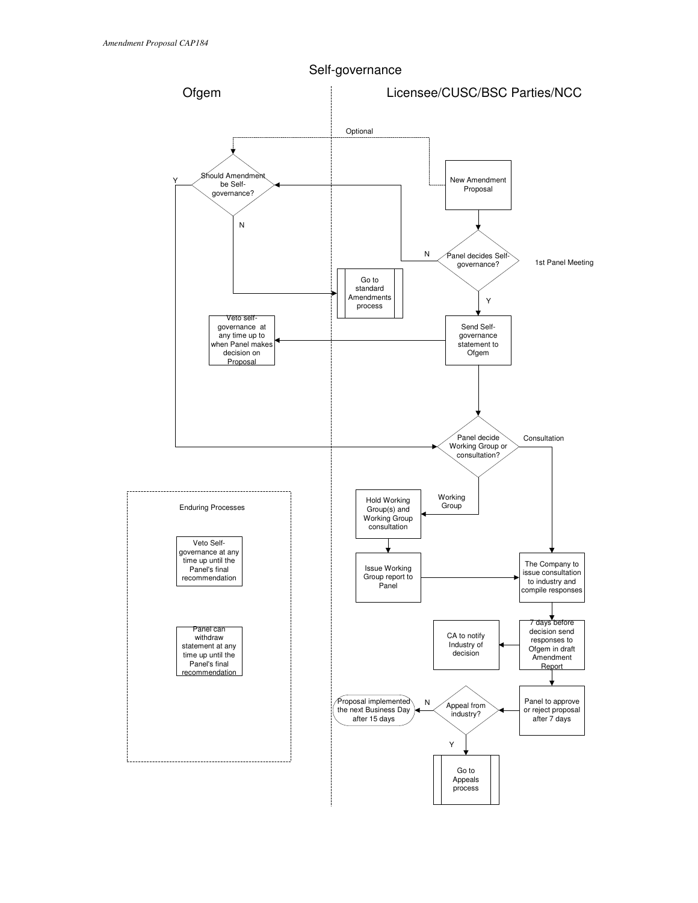# Self-governance

**Ofgem** | **Licensee/CUSC/BSC Parties/NCC**

- New Amendment Proposal
  - Optional → Should Amendment be Self-governance?
- Panel decides Self-governance? (1st Panel Meeting)
  - N → Should Amendment be Self-governance?
    - Y → Panel decide Working Group or consultation?
    - N → Go to standard Amendments process
  - Y → Send Self-governance statement to Ofgem
    - → Veto self-governance at any time up to when Panel makes decision on Proposal
    - → Panel decide Working Group or consultation?
      - Working Group → Hold Working Group(s) and Working Group consultation → Issue Working Group report to Panel → The Company to issue consultation to industry and compile responses
      - Consultation → The Company to issue consultation to industry and compile responses
- The Company to issue consultation to industry and compile responses → 7 days before decision send responses to Ofgem in draft Amendment Report
  - → CA to notify Industry of decision
  - → Panel to approve or reject proposal after 7 days → Appeal from industry?
    - N → Proposal implemented the next Business Day after 15 days
    - Y → Go to Appeals process

**Enduring Processes**

- Veto Self-governance at any time up until the Panel's final recommendation
- Panel can withdraw statement at any time up until the Panel's final recommendation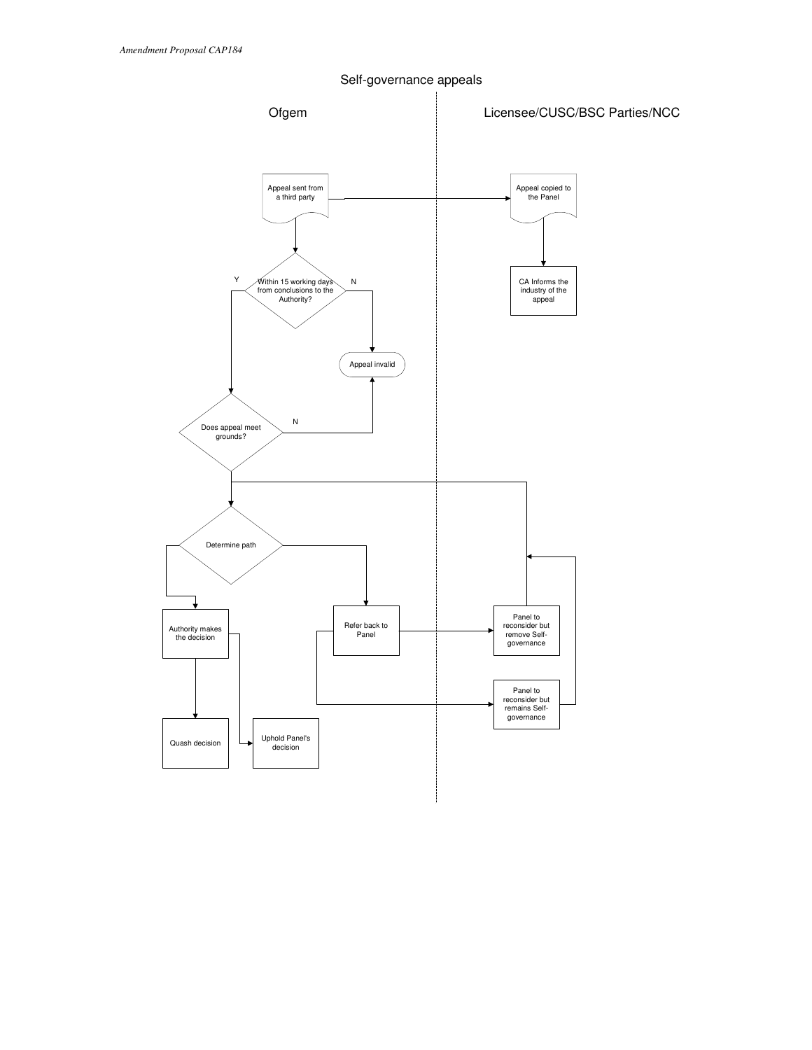# Self-governance appeals

Ofgem

Licensee/CUSC/BSC Parties/NCC

Appeal sent from a third party

Appeal copied to the Panel

CA Informs the industry of the appeal

Within 15 working days from conclusions to the Authority?

Y

N

Appeal invalid

Does appeal meet grounds?

N

Determine path

Authority makes the decision

Refer back to Panel

Panel to reconsider but remove Self-governance

Panel to reconsider but remains Self-governance

Quash decision

Uphold Panel's decision